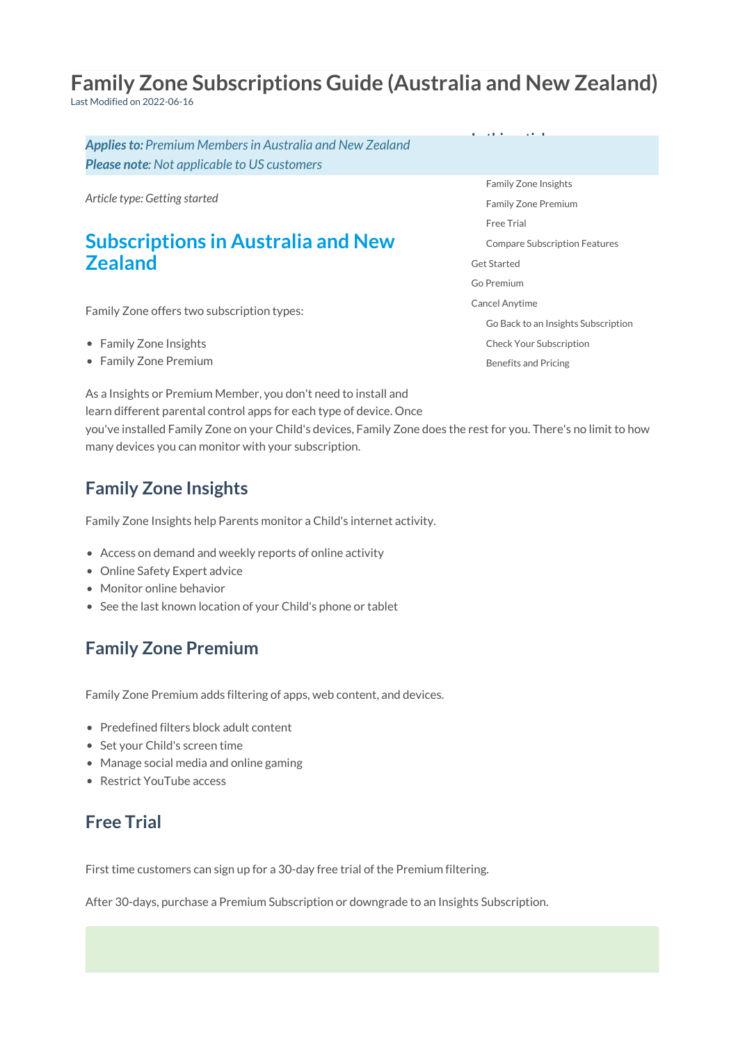# Family Zone Subscriptions Guide (Australia and New Zealand)

Last Modified on 2022-06-16

***Applies to:*** *Premium Members in Australia and New Zealand*
***Please note****: Not applicable to US customers*

*Article type: Getting started*

In this article

- Family Zone Insights
- Family Zone Premium
- Free Trial
- Compare Subscription Features
- Get Started
- Go Premium
- Cancel Anytime
  - Go Back to an Insights Subscription
  - Check Your Subscription
  - Benefits and Pricing

## Subscriptions in Australia and New Zealand

Family Zone offers two subscription types:

- Family Zone Insights
- Family Zone Premium

As a Insights or Premium Member, you don't need to install and learn different parental control apps for each type of device. Once you've installed Family Zone on your Child's devices, Family Zone does the rest for you. There's no limit to how many devices you can monitor with your subscription.

### Family Zone Insights

Family Zone Insights help Parents monitor a Child's internet activity.

- Access on demand and weekly reports of online activity
- Online Safety Expert advice
- Monitor online behavior
- See the last known location of your Child's phone or tablet

### Family Zone Premium

Family Zone Premium adds filtering of apps, web content, and devices.

- Predefined filters block adult content
- Set your Child's screen time
- Manage social media and online gaming
- Restrict YouTube access

### Free Trial

First time customers can sign up for a 30-day free trial of the Premium filtering.

After 30-days, purchase a Premium Subscription or downgrade to an Insights Subscription.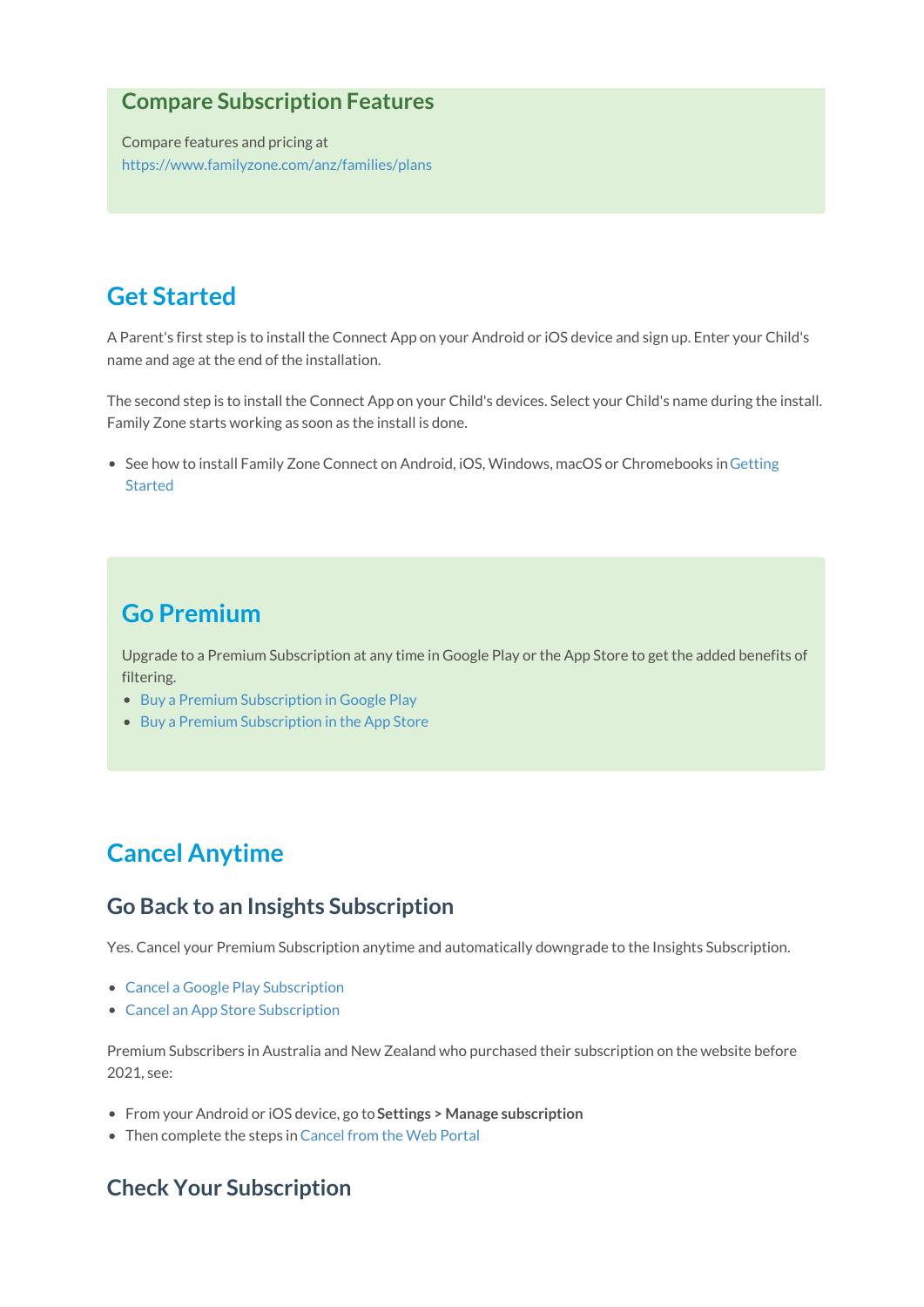## Compare Subscription Features

Compare features and pricing at https://www.familyzone.com/anz/families/plans

# Get Started

A Parent's first step is to install the Connect App on your Android or iOS device and sign up. Enter your Child's name and age at the end of the installation.

The second step is to install the Connect App on your Child's devices. Select your Child's name during the install. Family Zone starts working as soon as the install is done.

- See how to install Family Zone Connect on Android, iOS, Windows, macOS or Chromebooks in Getting Started

# Go Premium

Upgrade to a Premium Subscription at any time in Google Play or the App Store to get the added benefits of filtering.

- Buy a Premium Subscription in Google Play
- Buy a Premium Subscription in the App Store

# Cancel Anytime

## Go Back to an Insights Subscription

Yes. Cancel your Premium Subscription anytime and automatically downgrade to the Insights Subscription.

- Cancel a Google Play Subscription
- Cancel an App Store Subscription

Premium Subscribers in Australia and New Zealand who purchased their subscription on the website before 2021, see:

- From your Android or iOS device, go to **Settings > Manage subscription**
- Then complete the steps in Cancel from the Web Portal

## Check Your Subscription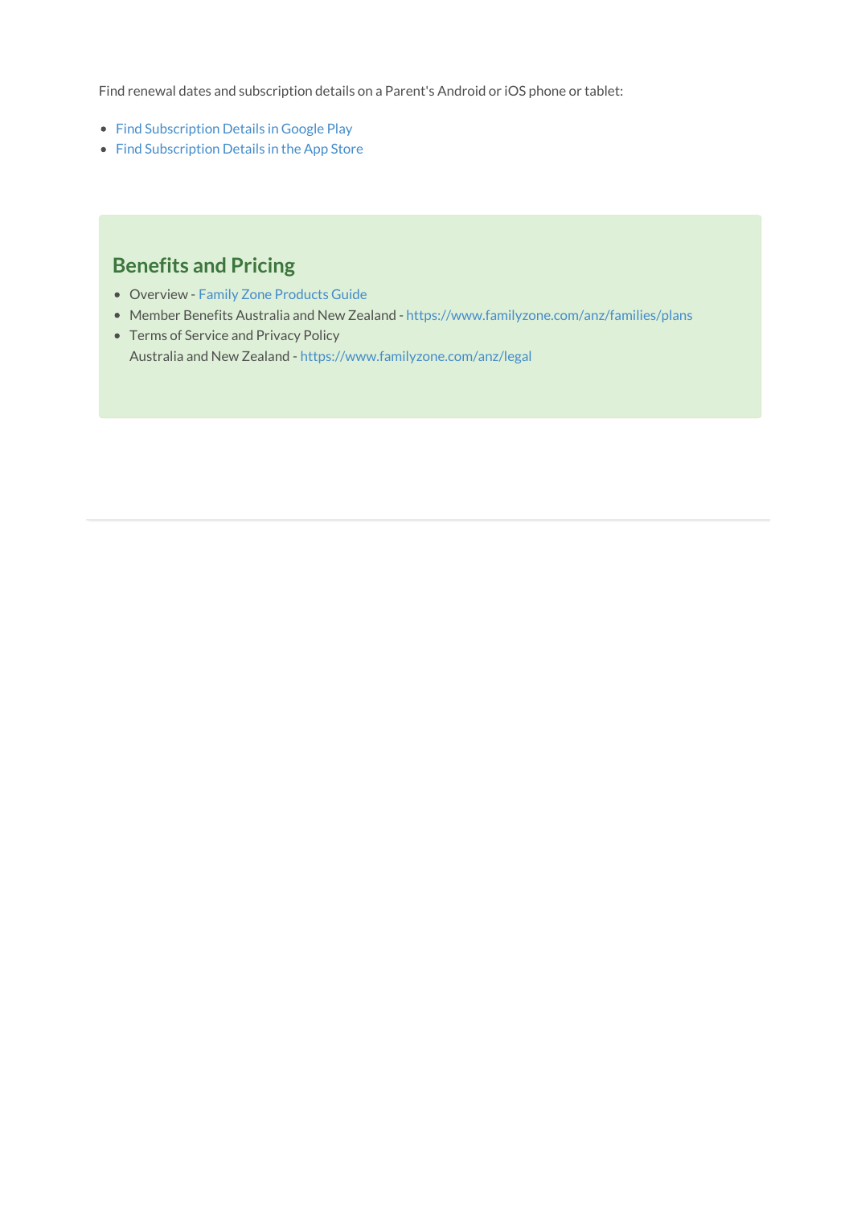Find renewal dates and subscription details on a Parent's Android or iOS phone or tablet:

- Find Subscription Details in Google Play
- Find Subscription Details in the App Store

## Benefits and Pricing

- Overview - Family Zone Products Guide
- Member Benefits Australia and New Zealand - https://www.familyzone.com/anz/families/plans
- Terms of Service and Privacy Policy
  Australia and New Zealand - https://www.familyzone.com/anz/legal